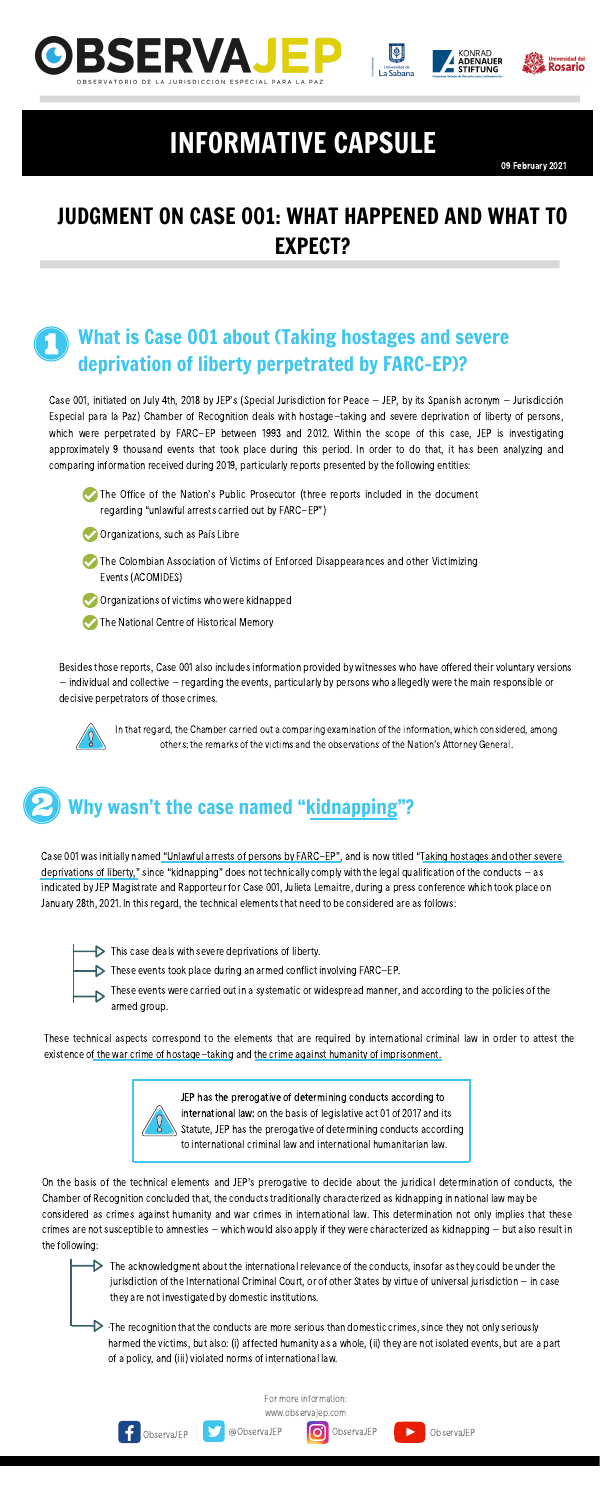OBSERVAJEP

OBSERVATORIO DE LA JURISDICCIÓN ESPECIAL PARA LA PAZ

# INFORMATIVE CAPSULE

09 February 2021

## JUDGMENT ON CASE 001: WHAT HAPPENED AND WHAT TO EXPECT?

## 1 What is Case 001 about (Taking hostages and severe deprivation of liberty perpetrated by FARC-EP)?

Case 001, initiated on July 4th, 2018 by JEP's (Special Jurisdiction for Peace – JEP, by its Spanish acronym – Jurisdicción Especial para la Paz) Chamber of Recognition deals with hostage-taking and severe deprivation of liberty of persons, which were perpetrated by FARC-EP between 1993 and 2012. Within the scope of this case, JEP is investigating approximately 9 thousand events that took place during this period. In order to do that, it has been analyzing and comparing information received during 2019, particularly reports presented by the following entities:

- The Office of the Nation's Public Prosecutor (three reports included in the document regarding "unlawful arrests carried out by FARC-EP")
- Organizations, such as País Libre
- The Colombian Association of Victims of Enforced Disappearances and other Victimizing Events (ACOMIDES)
- Organizations of victims who were kidnapped
- The National Centre of Historical Memory

Besides those reports, Case 001 also includes information provided by witnesses who have offered their voluntary versions – individual and collective – regarding the events, particularly by persons who allegedly were the main responsible or decisive perpetrators of those crimes.

In that regard, the Chamber carried out a comparing examination of the information, which considered, among others: the remarks of the victims and the observations of the Nation's Attorney General.

## 2 Why wasn't the case named "kidnapping"?

Case 001 was initially named "Unlawful arrests of persons by FARC-EP", and is now titled "Taking hostages and other severe deprivations of liberty," since "kidnapping" does not technically comply with the legal qualification of the conducts – as indicated by JEP Magistrate and Rapporteur for Case 001, Julieta Lemaitre, during a press conference which took place on January 28th, 2021. In this regard, the technical elements that need to be considered are as follows:

- This case deals with severe deprivations of liberty.
- These events took place during an armed conflict involving FARC-EP.
- These events were carried out in a systematic or widespread manner, and according to the policies of the armed group.

These technical aspects correspond to the elements that are required by international criminal law in order to attest the existence of the war crime of hostage-taking and the crime against humanity of imprisonment.

**JEP has the prerogative of determining conducts according to international law:** on the basis of legislative act 01 of 2017 and its Statute, JEP has the prerogative of determining conducts according to international criminal law and international humanitarian law.

On the basis of the technical elements and JEP's prerogative to decide about the juridical determination of conducts, the Chamber of Recognition concluded that, the conducts traditionally characterized as kidnapping in national law may be considered as crimes against humanity and war crimes in international law. This determination not only implies that these crimes are not susceptible to amnesties – which would also apply if they were characterized as kidnapping – but also result in the following:

- The acknowledgment about the international relevance of the conducts, insofar as they could be under the jurisdiction of the International Criminal Court, or of other States by virtue of universal jurisdiction – in case they are not investigated by domestic institutions.
- The recognition that the conducts are more serious than domestic crimes, since they not only seriously harmed the victims, but also: (i) affected humanity as a whole, (ii) they are not isolated events, but are a part of a policy, and (iii) violated norms of international law.

For more information:
www.observajep.com

ObservaJEP | @ObservaJEP | ObservaJEP | ObservaJEP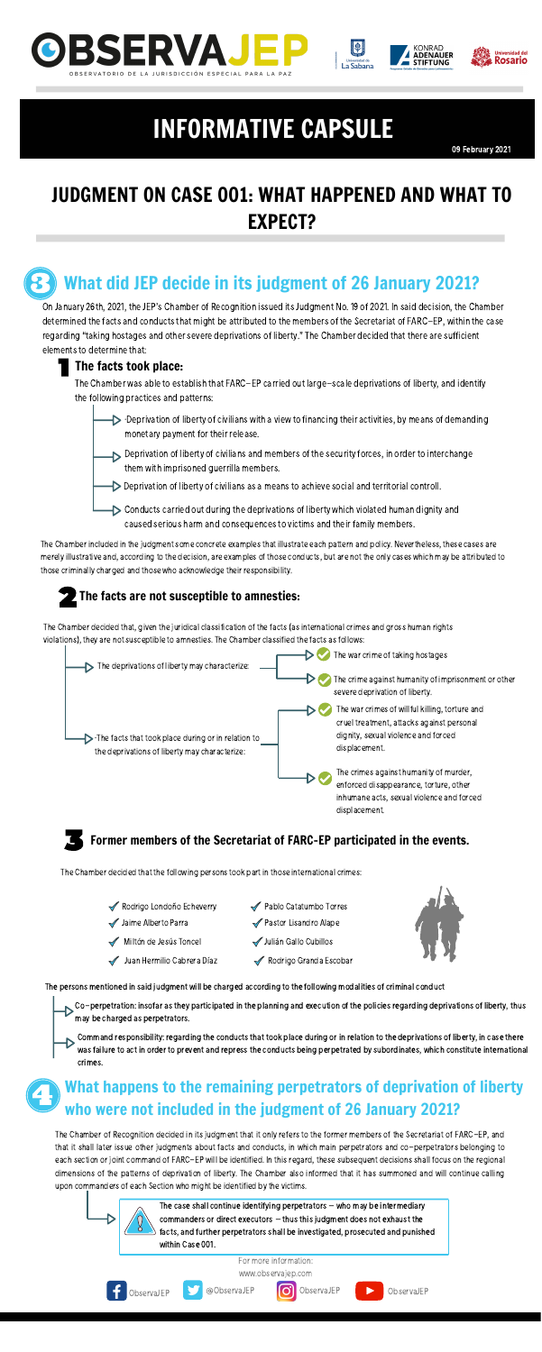# INFORMATIVE CAPSULE

09 February 2021

# JUDGMENT ON CASE 001: WHAT HAPPENED AND WHAT TO EXPECT?

## 3 What did JEP decide in its judgment of 26 January 2021?

On January 26th, 2021, the JEP's Chamber of Recognition issued its Judgment No. 19 of 2021. In said decision, the Chamber determined the facts and conducts that might be attributed to the members of the Secretariat of FARC-EP, within the case regarding "taking hostages and other severe deprivations of liberty." The Chamber decided that there are sufficient elements to determine that:

### 1 The facts took place:

The Chamber was able to establish that FARC-EP carried out large-scale deprivations of liberty, and identify the following practices and patterns:

- Deprivation of liberty of civilians with a view to financing their activities, by means of demanding monetary payment for their release.
- Deprivation of liberty of civilians and members of the security forces, in order to interchange them with imprisoned guerrilla members.
- Deprivation of liberty of civilians as a means to achieve social and territorial controll.
- Conducts carried out during the deprivations of liberty which violated human dignity and caused serious harm and consequences to victims and their family members.

The Chamber included in the judgment some concrete examples that illustrate each pattern and policy. Nevertheless, these cases are merely illustrative and, according to the decision, are examples of those conducts, but are not the only cases which may be attributed to those criminally charged and those who acknowledge their responsibility.

### 2 The facts are not susceptible to amnesties:

The Chamber decided that, given the juridical classification of the facts (as international crimes and gross human rights violations), they are not susceptible to amnesties. The Chamber classified the facts as follows:

- The deprivations of liberty may characterize:
  - The war crime of taking hostages
  - The crime against humanity of imprisonment or other severe deprivation of liberty.
- The facts that took place during or in relation to the deprivations of liberty may characterize:
  - The war crimes of willful killing, torture and cruel treatment, attacks against personal dignity, sexual violence and forced displacement.
  - The crimes against humanity of murder, enforced disappearance, torture, other inhumane acts, sexual violence and forced displacement.

### 3 Former members of the Secretariat of FARC-EP participated in the events.

The Chamber decided that the following persons took part in those international crimes:

- Rodrigo Londoño Echeverry
- Jaime Alberto Parra
- Milton de Jesús Toncel
- Juan Hermilio Cabrera Díaz
- Pablo Catatumbo Torres
- Pastor Lisandro Alape
- Julián Gallo Cubillos
- Rodrigo Granda Escobar

**The persons mentioned in said judgment will be charged according to the following modalities of criminal conduct**

- **Co-perpetration: insofar as they participated in the planning and execution of the policies regarding deprivations of liberty, thus may be charged as perpetrators.**
- **Command responsibility: regarding the conducts that took place during or in relation to the deprivations of liberty, in case there was failure to act in order to prevent and repress the conducts being perpetrated by subordinates, which constitute international crimes.**

## 4 What happens to the remaining perpetrators of deprivation of liberty who were not included in the judgment of 26 January 2021?

The Chamber of Recognition decided in its judgment that it only refers to the former members of the Secretariat of FARC-EP, and that it shall later issue other judgments about facts and conducts, in which main perpetrators and co-perpetrators belonging to each section or joint command of FARC-EP will be identified. In this regard, these subsequent decisions shall focus on the regional dimensions of the patterns of deprivation of liberty. The Chamber also informed that it has summoned and will continue calling upon commanders of each Section who might be identified by the victims.

**The case shall continue identifying perpetrators – who may be intermediary commanders or direct executors – thus this judgment does not exhaust the facts, and further perpetrators shall be investigated, prosecuted and punished within Case 001.**

For more information:
www.observajep.com

ObservaJEP | @ObservaJEP | ObservaJEP | ObservaJEP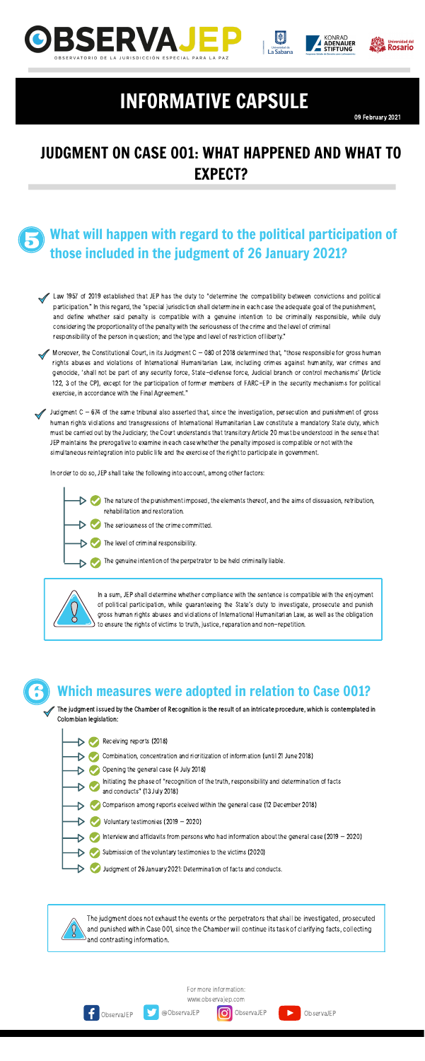# INFORMATIVE CAPSULE

09 February 2021

## JUDGMENT ON CASE 001: WHAT HAPPENED AND WHAT TO EXPECT?

### 5 What will happen with regard to the political participation of those included in the judgment of 26 January 2021?

- Law 1957 of 2019 established that JEP has the duty to "determine the compatibility between convictions and political participation." In this regard, the "special jurisdiction shall determine in each case the adequate goal of the punishment, and define whether said penalty is compatible with a genuine intention to be criminally responsible, while duly considering the proportionality of the penalty with the seriousness of the crime and the level of criminal responsibility of the person in question; and the type and level of restriction of liberty."
- Moreover, the Constitutional Court, in its Judgment C – 080 of 2018 determined that, "those responsible for gross human rights abuses and violations of International Humanitarian Law, including crimes against humanity, war crimes and genocide, 'shall not be part of any security force, State-defense force, Judicial branch or control mechanisms' (Article 122, 3 of the CP), except for the participation of former members of FARC-EP in the security mechanisms for political exercise, in accordance with the Final Agreement."
- Judgment C – 674 of the same tribunal also asserted that, since the investigation, persecution and punishment of gross human rights violations and transgressions of International Humanitarian Law constitute a mandatory State duty, which must be carried out by the Judiciary; the Court understands that transitory Article 20 must be understood in the sense that JEP maintains the prerogative to examine in each case whether the penalty imposed is compatible or not with the simultaneous reintegration into public life and the exercise of the right to participate in government.

In order to do so, JEP shall take the following into account, among other factors:

- The nature of the punishment imposed, the elements thereof, and the aims of dissuasion, retribution, rehabilitation and restoration.
- The seriousness of the crime committed.
- The level of criminal responsibility.
- The genuine intention of the perpetrator to be held criminally liable.

In a sum, JEP shall determine whether compliance with the sentence is compatible with the enjoyment of political participation, while guaranteeing the State's duty to investigate, prosecute and punish gross human rights abuses and violations of International Humanitarian Law, as well as the obligation to ensure the rights of victims to truth, justice, reparation and non-repetition.

### 6 Which measures were adopted in relation to Case 001?

**The judgment issued by the Chamber of Recognition is the result of an intricate procedure, which is contemplated in Colombian legislation:**

- Receiving reports (2018)
- Combination, concentration and ricoritization of information (until 21 June 2018)
- Opening the general case (4 July 2018)
- Initiating the phase of "recognition of the truth, responsibility and determination of facts and conducts" (13 July 2018)
- Comparison among reports eceived within the general case (12 December 2018)
- Voluntary testimonies (2019 – 2020)
- Interview and affidavits from persons who had information about the general case (2019 – 2020)
- Submission of the voluntary testimonies to the victims (2020)
- Judgment of 26 January 2021: Determination of facts and conducts.

The judgment does not exhaust the events or the perpetrators that shall be investigated, prosecuted and punished within Case 001, since the Chamber will continue its task of clarifying facts, collecting and contrasting information.

For more information:
www.observajep.com

ObservaJEP | @ObservaJEP | ObservaJEP | ObservaJEP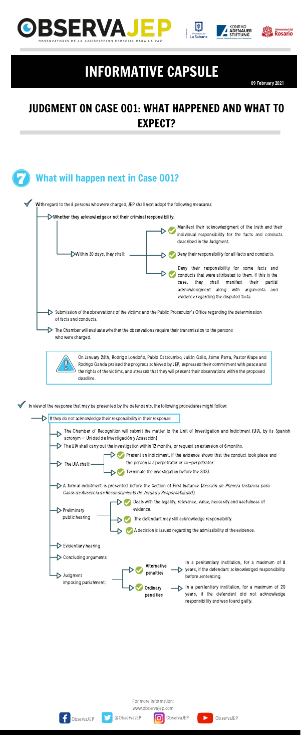# INFORMATIVE CAPSULE

09 February 2021

## JUDGMENT ON CASE 001: WHAT HAPPENED AND WHAT TO EXPECT?

### 7 What will happen next in Case 001?

With regard to the 8 persons who were charged, JEP shall next adopt the following measures:

- Whether they acknowledge or not their criminal responsibility:
  - Within 30 days, they shall:
    - Manifest their acknowledgment of the truth and their individual responsibility for the facts and conducts described in the Judgment.
    - Deny their responsibility for all facts and conducts.
    - Deny their responsibility for some facts and conducts that were attributed to them. If this is the case, they shall manifest their partial acknowledgment along with arguments and evidence regarding the disputed facts.
- Submission of the observations of the victims and the Public Prosecutor's Office regarding the determination of facts and conducts.
- The Chamber will evaluate whether the observations require their transmission to the persons who were charged.

> On January 28th, Rodrigo Londoño, Pablo Catacumbo, Julián Gallo, Jaime Parra, Pastor Alape and Rodrigo Granda praised the progress achieved by JEP, expressed their commitment with peace and the rights of the victims, and stressed that they will present their observations within the proposed deadline.

In view of the response that may be presented by the defendants, the following procedures might follow:

- If they do not acknowledge their responsibility in their response:
  - The Chamber of Recognition will submit the matter to the Unit of Investigation and Indictment (UIA, by its Spanish acronym – Unidad de Investigación y Acusación)
  - The UIA shall carry out the investigation within 12 months, or request an extension of 6 months.
  - The UIA shall:
    - Present an indictment, if the evidence shows that the conduct took place and the person is a perpetrator or co-perpetrator.
    - Terminate the investigation before the SDSJ.
  - A formal indictment is presented before the Section of First Instance (*Sección de Primera Instancia para Casos de Ausencia de Reconocimiento de Verdad y Responsabilidad*)
  - Preliminary public hearing
    - Deals with the legality, relevance, value, necessity and usefulness of evidence.
    - The defendant may still acknowledge responsibility.
    - A decision is issued regarding the admissibility of the evidence.
  - Evidentiary hearing
  - Concluding arguments
  - Judgment imposing punishment:
    - **Alternative penalties** → In a penitentiary institution, for a maximum of 8 years, if the defendant acknowledged responsibility before sentencing.
    - **Ordinary penalties** → In a penitentiary institution, for a maximum of 20 years, if the defendant did not acknowledge responsibility and was found guilty.

For more information:
www.observajep.com

ObservaJEP @ObservaJEP ObservaJEP ObservaJEP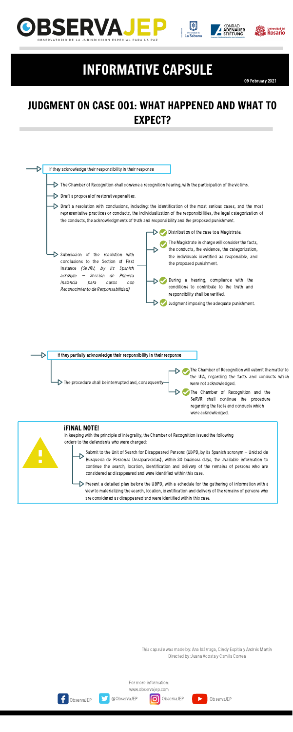# INFORMATIVE CAPSULE

09 February 2021

## JUDGMENT ON CASE 001: WHAT HAPPENED AND WHAT TO EXPECT?

**If they acknowledge their responsibility in their response**

- The Chamber of Recognition shall convene a recognition hearing, with the participation of the victims.
- Draft a proposal of restorative penalties.
- Draft a resolution with conclusions, including: the identification of the most serious cases, and the most representative practices or conducts, the individualization of the responsibilities, the legal categorization of the conducts, the acknowledgments of truth and responsibility and the proposed punishment.
- Submission of the resolution with conclusions to the Section of First Instance *(SeVRV, by its Spanish acronym – Sección de Primera Instancia para casos con Reconocimiento de Responsabilidad)*
  - Distribution of the case to a Magistrate.
  - The Magistrate in charge will consider the facts, the conducts, the evidence, the categorization, the individuals identified as responsible, and the proposed punishment.
  - During a hearing, compliance with the conditions to contribute to the truth and responsibility shall be verified.
  - Judgment imposing the adequate punishment.

**If they partially acknowledge their responsibility in their response**

- The procedure shall be interrupted and, consequently:
  - The Chamber of Recognition will submit the matter to the UIA, regarding the facts and conducts which were not acknowledged.
  - The Chamber of Recognition and the SeRVR shall continue the procedure regarding the facts and conducts which were acknowledged.

### ¡FINAL NOTE!

In keeping with the principle of integrality, the Chamber of Recognition issued the following orders to the defendants who were charged:

- Submit to the Unit of Search for Disappeared Persons (UBPD, by its Spanish acronym – Unidad de Búsqueda de Personas Desaparecidas), within 30 business days, the available information to continue the search, location, identification and delivery of the remains of persons who are considered as disappeared and were identified within this case.
- Present a detailed plan before the UBPD, with a schedule for the gathering of information with a view to materializing the search, location, identification and delivery of the remains of persons who are considered as disappeared and were identified within this case.

This capsule was made by: Ana Idárraga, Cindy Espitia y Andrés Martín
Directed by: Juana Acosta y Camila Correa

For more information:
www.observajep.com

ObservaJEP @ObservaJEP ObservaJEP ObservaJEP